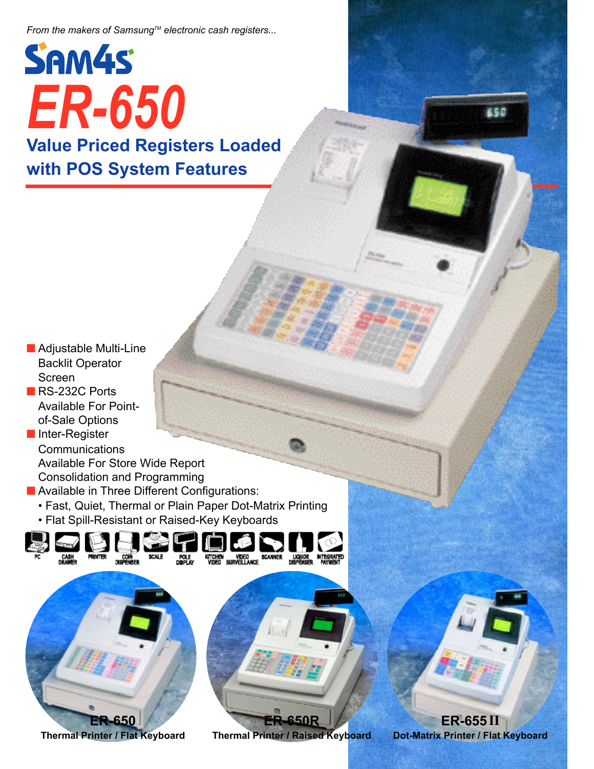*From the makers of Samsung™ electronic cash registers...*

# SAM4S

# ER-650

## Value Priced Registers Loaded with POS System Features

- Adjustable Multi-Line Backlit Operator Screen
- RS-232C Ports Available For Point-of-Sale Options
- Inter-Register Communications Available For Store Wide Report Consolidation and Programming
- Available in Three Different Configurations:
  - Fast, Quiet, Thermal or Plain Paper Dot-Matrix Printing
  - Flat Spill-Resistant or Raised-Key Keyboards

PC | CASH DRAWER | PRINTER | COIN DISPENSER | SCALE | POLE DISPLAY | KITCHEN VIDEO | VIDEO SURVEILLANCE | SCANNER | LIQUOR DISPENSER | INTEGRATED PAYMENT

**ER-650**
**Thermal Printer / Flat Keyboard**

**ER-650R**
**Thermal Printer / Raised Keyboard**

**ER-655 II**
**Dot-Matrix Printer / Flat Keyboard**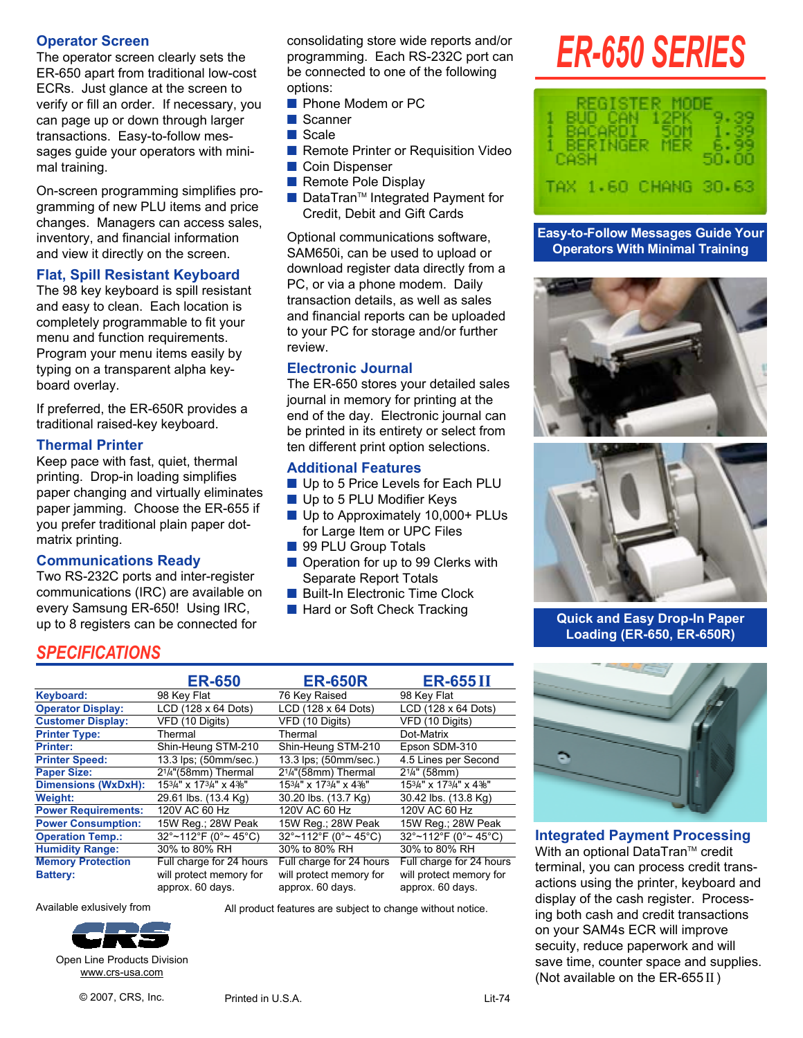## Operator Screen

The operator screen clearly sets the ER-650 apart from traditional low-cost ECRs. Just glance at the screen to verify or fill an order. If necessary, you can page up or down through larger transactions. Easy-to-follow messages guide your operators with minimal training.

On-screen programming simplifies programming of new PLU items and price changes. Managers can access sales, inventory, and financial information and view it directly on the screen.

## Flat, Spill Resistant Keyboard

The 98 key keyboard is spill resistant and easy to clean. Each location is completely programmable to fit your menu and function requirements. Program your menu items easily by typing on a transparent alpha keyboard overlay.

If preferred, the ER-650R provides a traditional raised-key keyboard.

## Thermal Printer

Keep pace with fast, quiet, thermal printing. Drop-in loading simplifies paper changing and virtually eliminates paper jamming. Choose the ER-655 if you prefer traditional plain paper dot-matrix printing.

## Communications Ready

Two RS-232C ports and inter-register communications (IRC) are available on every Samsung ER-650! Using IRC, up to 8 registers can be connected for consolidating store wide reports and/or programming. Each RS-232C port can be connected to one of the following options:

- Phone Modem or PC
- Scanner
- Scale
- Remote Printer or Requisition Video
- Coin Dispenser
- Remote Pole Display
- DataTran™ Integrated Payment for Credit, Debit and Gift Cards

Optional communications software, SAM650i, can be used to upload or download register data directly from a PC, or via a phone modem. Daily transaction details, as well as sales and financial reports can be uploaded to your PC for storage and/or further review.

## Electronic Journal

The ER-650 stores your detailed sales journal in memory for printing at the end of the day. Electronic journal can be printed in its entirety or select from ten different print option selections.

## Additional Features

- Up to 5 Price Levels for Each PLU
- Up to 5 PLU Modifier Keys
- Up to Approximately 10,000+ PLUs for Large Item or UPC Files
- 99 PLU Group Totals
- Operation for up to 99 Clerks with Separate Report Totals
- Built-In Electronic Time Clock
- Hard or Soft Check Tracking

# ER-650 SERIES

REGISTER MODE
1 BUD CAN 12PK 9.39
1 BACARDI 50M 1.39
1 BERINGER MER 6.99
CASH 50.00
TAX 1.60 CHANG 30.63

**Easy-to-Follow Messages Guide Your Operators With Minimal Training**

**Quick and Easy Drop-In Paper Loading (ER-650, ER-650R)**

## Integrated Payment Processing

With an optional DataTran™ credit terminal, you can process credit transactions using the printer, keyboard and display of the cash register. Processing both cash and credit transactions on your SAM4s ECR will improve secuity, reduce paperwork and will save time, counter space and supplies. (Not available on the ER-655 II)

## SPECIFICATIONS

| | ER-650 | ER-650R | ER-655 II |
|---|---|---|---|
| Keyboard: | 98 Key Flat | 76 Key Raised | 98 Key Flat |
| Operator Display: | LCD (128 x 64 Dots) | LCD (128 x 64 Dots) | LCD (128 x 64 Dots) |
| Customer Display: | VFD (10 Digits) | VFD (10 Digits) | VFD (10 Digits) |
| Printer Type: | Thermal | Thermal | Dot-Matrix |
| Printer: | Shin-Heung STM-210 | Shin-Heung STM-210 | Epson SDM-310 |
| Printer Speed: | 13.3 lps; (50mm/sec.) | 13.3 lps; (50mm/sec.) | 4.5 Lines per Second |
| Paper Size: | 2¼"(58mm) Thermal | 2¼"(58mm) Thermal | 2¼" (58mm) |
| Dimensions (WxDxH): | 15¾" x 17¾" x 4⅜" | 15¾" x 17¾" x 4⅜" | 15¾" x 17¾" x 4⅜" |
| Weight: | 29.61 lbs. (13.4 Kg) | 30.20 lbs. (13.7 Kg) | 30.42 lbs. (13.8 Kg) |
| Power Requirements: | 120V AC 60 Hz | 120V AC 60 Hz | 120V AC 60 Hz |
| Power Consumption: | 15W Reg.; 28W Peak | 15W Reg.; 28W Peak | 15W Reg.; 28W Peak |
| Operation Temp.: | 32°~112°F (0°~ 45°C) | 32°~112°F (0°~ 45°C) | 32°~112°F (0°~ 45°C) |
| Humidity Range: | 30% to 80% RH | 30% to 80% RH | 30% to 80% RH |
| Memory Protection Battery: | Full charge for 24 hours will protect memory for approx. 60 days. | Full charge for 24 hours will protect memory for approx. 60 days. | Full charge for 24 hours will protect memory for approx. 60 days. |

Available exclusively from

CRS

Open Line Products Division
www.crs-usa.com

All product features are subject to change without notice.

© 2007, CRS, Inc. Printed in U.S.A. Lit-74